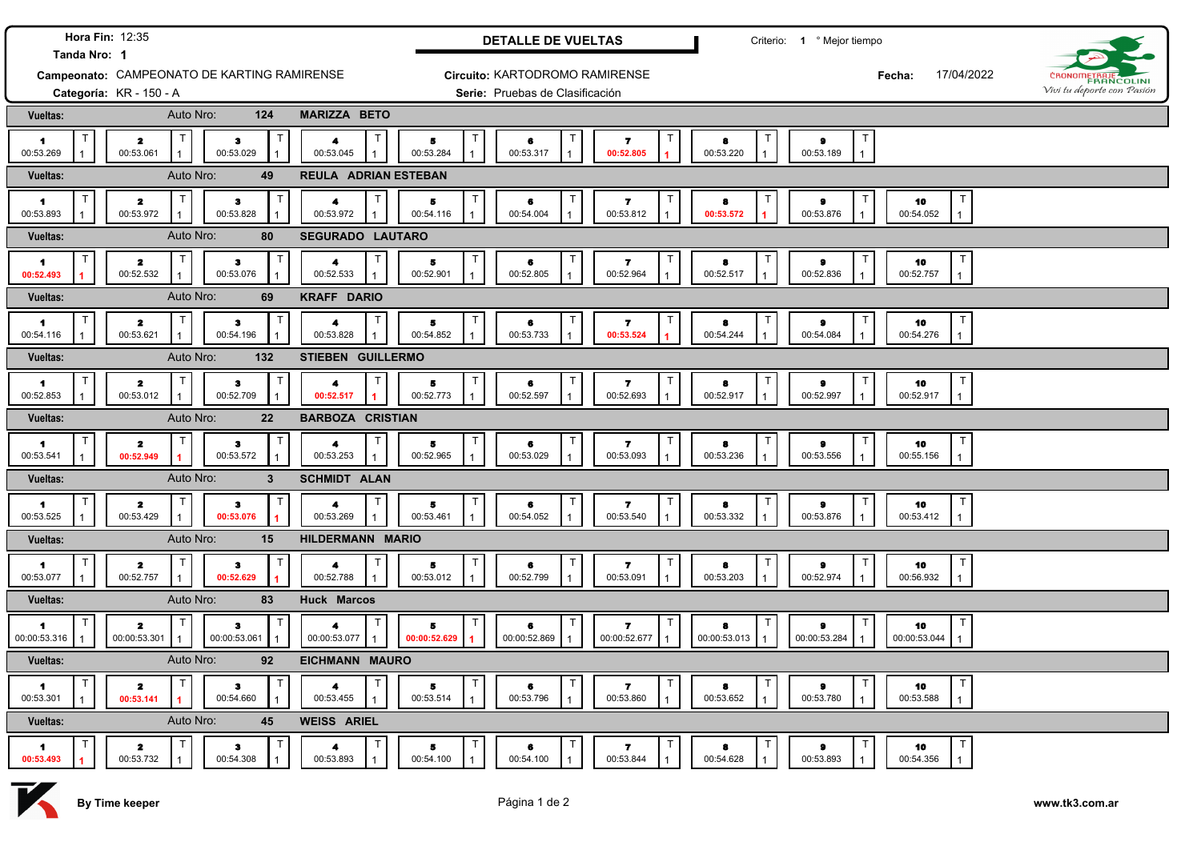**Hora Fin:** 12:35

**Tanda Nro:** 1

## DETALLE DE VUELTAS

Criterio: 1 ° Mejor tiempo

**Campeonato:** CAMPEONATO DE KARTING RAMIRENSE

**Circuito:** KARTODROMO RAMIRENSE

**Fecha:** 17/04/2022

**Categoría:** KR - 150 - A

**Serie:** Pruebas de Clasificación

CRONOMETRAJE FRANCOLINI
*Viví tu deporte con Pasión*

**Vueltas:** Auto Nro: **124** **MARIZZA BETO**

| 1 | 2 | 3 | 4 | 5 | 6 | 7 | 8 | 9 |
|---|---|---|---|---|---|---|---|---|
| 00:53.269 | 00:53.061 | 00:53.029 | 00:53.045 | 00:53.284 | 00:53.317 | **00:52.805** | 00:53.220 | 00:53.189 |

**Vueltas:** Auto Nro: **49** **REULA ADRIAN ESTEBAN**

| 1 | 2 | 3 | 4 | 5 | 6 | 7 | 8 | 9 | 10 |
|---|---|---|---|---|---|---|---|---|---|
| 00:53.893 | 00:53.972 | 00:53.828 | 00:53.972 | 00:54.116 | 00:54.004 | 00:53.812 | **00:53.572** | 00:53.876 | 00:54.052 |

**Vueltas:** Auto Nro: **80** **SEGURADO LAUTARO**

| 1 | 2 | 3 | 4 | 5 | 6 | 7 | 8 | 9 | 10 |
|---|---|---|---|---|---|---|---|---|---|
| **00:52.493** | 00:52.532 | 00:53.076 | 00:52.533 | 00:52.901 | 00:52.805 | 00:52.964 | 00:52.517 | 00:52.836 | 00:52.757 |

**Vueltas:** Auto Nro: **69** **KRAFF DARIO**

| 1 | 2 | 3 | 4 | 5 | 6 | 7 | 8 | 9 | 10 |
|---|---|---|---|---|---|---|---|---|---|
| 00:54.116 | 00:53.621 | 00:54.196 | 00:53.828 | 00:54.852 | 00:53.733 | **00:53.524** | 00:54.244 | 00:54.084 | 00:54.276 |

**Vueltas:** Auto Nro: **132** **STIEBEN GUILLERMO**

| 1 | 2 | 3 | 4 | 5 | 6 | 7 | 8 | 9 | 10 |
|---|---|---|---|---|---|---|---|---|---|
| 00:52.853 | 00:53.012 | 00:52.709 | **00:52.517** | 00:52.773 | 00:52.597 | 00:52.693 | 00:52.917 | 00:52.997 | 00:52.917 |

**Vueltas:** Auto Nro: **22** **BARBOZA CRISTIAN**

| 1 | 2 | 3 | 4 | 5 | 6 | 7 | 8 | 9 | 10 |
|---|---|---|---|---|---|---|---|---|---|
| 00:53.541 | **00:52.949** | 00:53.572 | 00:53.253 | 00:52.965 | 00:53.029 | 00:53.093 | 00:53.236 | 00:53.556 | 00:55.156 |

**Vueltas:** Auto Nro: **3** **SCHMIDT ALAN**

| 1 | 2 | 3 | 4 | 5 | 6 | 7 | 8 | 9 | 10 |
|---|---|---|---|---|---|---|---|---|---|
| 00:53.525 | 00:53.429 | **00:53.076** | 00:53.269 | 00:53.461 | 00:54.052 | 00:53.540 | 00:53.332 | 00:53.876 | 00:53.412 |

**Vueltas:** Auto Nro: **15** **HILDERMANN MARIO**

| 1 | 2 | 3 | 4 | 5 | 6 | 7 | 8 | 9 | 10 |
|---|---|---|---|---|---|---|---|---|---|
| 00:53.077 | 00:52.757 | **00:52.629** | 00:52.788 | 00:53.012 | 00:52.799 | 00:53.091 | 00:53.203 | 00:52.974 | 00:56.932 |

**Vueltas:** Auto Nro: **83** **Huck Marcos**

| 1 | 2 | 3 | 4 | 5 | 6 | 7 | 8 | 9 | 10 |
|---|---|---|---|---|---|---|---|---|---|
| 00:00:53.316 | 00:00:53.301 | 00:00:53.061 | 00:00:53.077 | **00:00:52.629** | 00:00:52.869 | 00:00:52.677 | 00:00:53.013 | 00:00:53.284 | 00:00:53.044 |

**Vueltas:** Auto Nro: **92** **EICHMANN MAURO**

| 1 | 2 | 3 | 4 | 5 | 6 | 7 | 8 | 9 | 10 |
|---|---|---|---|---|---|---|---|---|---|
| 00:53.301 | **00:53.141** | 00:54.660 | 00:53.455 | 00:53.514 | 00:53.796 | 00:53.860 | 00:53.652 | 00:53.780 | 00:53.588 |

**Vueltas:** Auto Nro: **45** **WEISS ARIEL**

| 1 | 2 | 3 | 4 | 5 | 6 | 7 | 8 | 9 | 10 |
|---|---|---|---|---|---|---|---|---|---|
| **00:53.493** | 00:53.732 | 00:54.308 | 00:53.893 | 00:54.100 | 00:54.100 | 00:53.844 | 00:54.628 | 00:53.893 | 00:54.356 |

**By Time keeper**

**www.tk3.com.ar**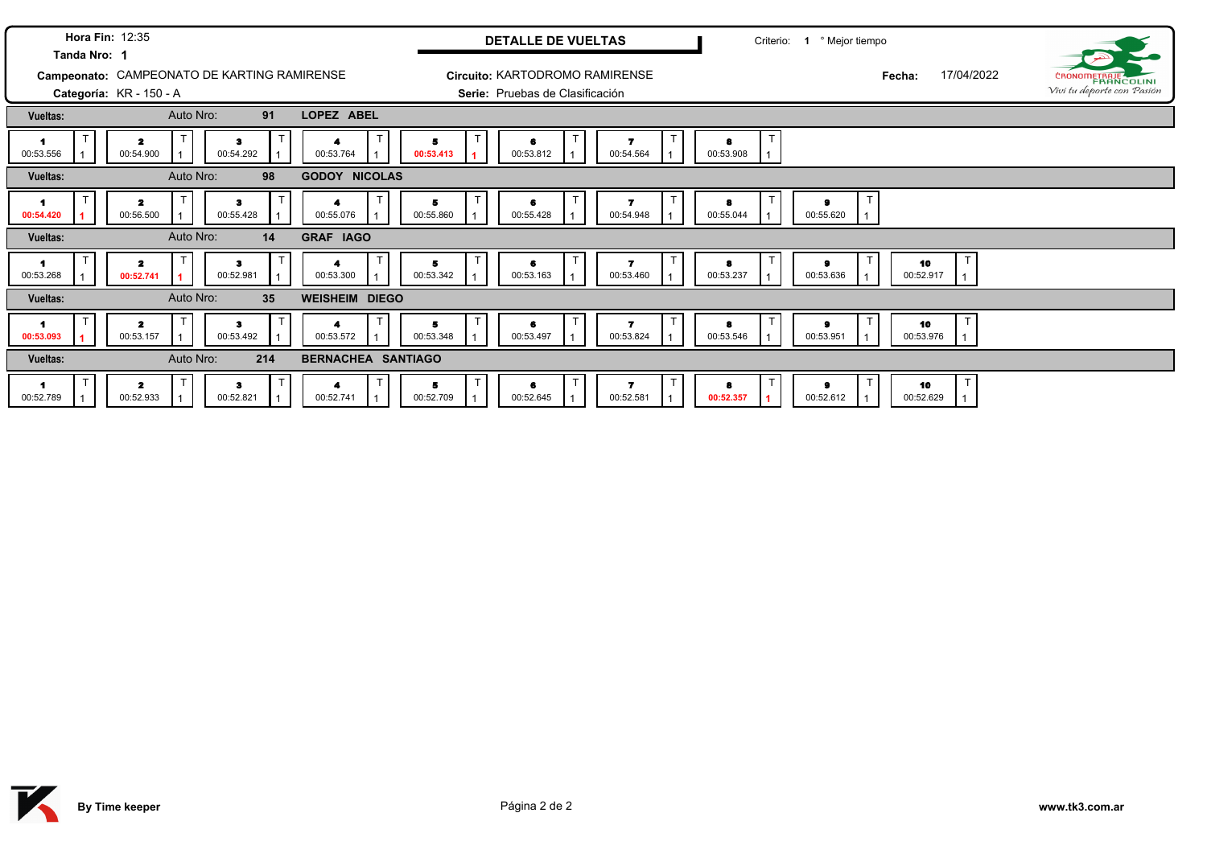**Hora Fin:** 12:35
**Tanda Nro:** 1

# DETALLE DE VUELTAS

Criterio: 1 ° Mejor tiempo

**Campeonato:** CAMPEONATO DE KARTING RAMIRENSE
**Categoría:** KR - 150 - A

**Circuito:** KARTODROMO RAMIRENSE
**Serie:** Pruebas de Clasificación

**Fecha:** 17/04/2022

CRONOMETRAJE FRANCOLINI
*Viví tu deporte con Pasión*

**Vueltas:** Auto Nro: **91** **LOPEZ ABEL**

| Vuelta | 1 | 2 | 3 | 4 | 5 | 6 | 7 | 8 |
| --- | --- | --- | --- | --- | --- | --- | --- | --- |
| Tiempo | 00:53.556 | 00:54.900 | 00:54.292 | 00:53.764 | **00:53.413** | 00:53.812 | 00:54.564 | 00:53.908 |
| T | 1 | 1 | 1 | 1 | **1** | 1 | 1 | 1 |

**Vueltas:** Auto Nro: **98** **GODOY NICOLAS**

| Vuelta | 1 | 2 | 3 | 4 | 5 | 6 | 7 | 8 | 9 |
| --- | --- | --- | --- | --- | --- | --- | --- | --- | --- |
| Tiempo | **00:54.420** | 00:56.500 | 00:55.428 | 00:55.076 | 00:55.860 | 00:55.428 | 00:54.948 | 00:55.044 | 00:55.620 |
| T | **1** | 1 | 1 | 1 | 1 | 1 | 1 | 1 | 1 |

**Vueltas:** Auto Nro: **14** **GRAF IAGO**

| Vuelta | 1 | 2 | 3 | 4 | 5 | 6 | 7 | 8 | 9 | 10 |
| --- | --- | --- | --- | --- | --- | --- | --- | --- | --- | --- |
| Tiempo | 00:53.268 | **00:52.741** | 00:52.981 | 00:53.300 | 00:53.342 | 00:53.163 | 00:53.460 | 00:53.237 | 00:53.636 | 00:52.917 |
| T | 1 | **1** | 1 | 1 | 1 | 1 | 1 | 1 | 1 | 1 |

**Vueltas:** Auto Nro: **35** **WEISHEIM DIEGO**

| Vuelta | 1 | 2 | 3 | 4 | 5 | 6 | 7 | 8 | 9 | 10 |
| --- | --- | --- | --- | --- | --- | --- | --- | --- | --- | --- |
| Tiempo | **00:53.093** | 00:53.157 | 00:53.492 | 00:53.572 | 00:53.348 | 00:53.497 | 00:53.824 | 00:53.546 | 00:53.951 | 00:53.976 |
| T | **1** | 1 | 1 | 1 | 1 | 1 | 1 | 1 | 1 | 1 |

**Vueltas:** Auto Nro: **214** **BERNACHEA SANTIAGO**

| Vuelta | 1 | 2 | 3 | 4 | 5 | 6 | 7 | 8 | 9 | 10 |
| --- | --- | --- | --- | --- | --- | --- | --- | --- | --- | --- |
| Tiempo | 00:52.789 | 00:52.933 | 00:52.821 | 00:52.741 | 00:52.709 | 00:52.645 | 00:52.581 | **00:52.357** | 00:52.612 | 00:52.629 |
| T | 1 | 1 | 1 | 1 | 1 | 1 | 1 | **1** | 1 | 1 |

**By Time keeper** — **www.tk3.com.ar**